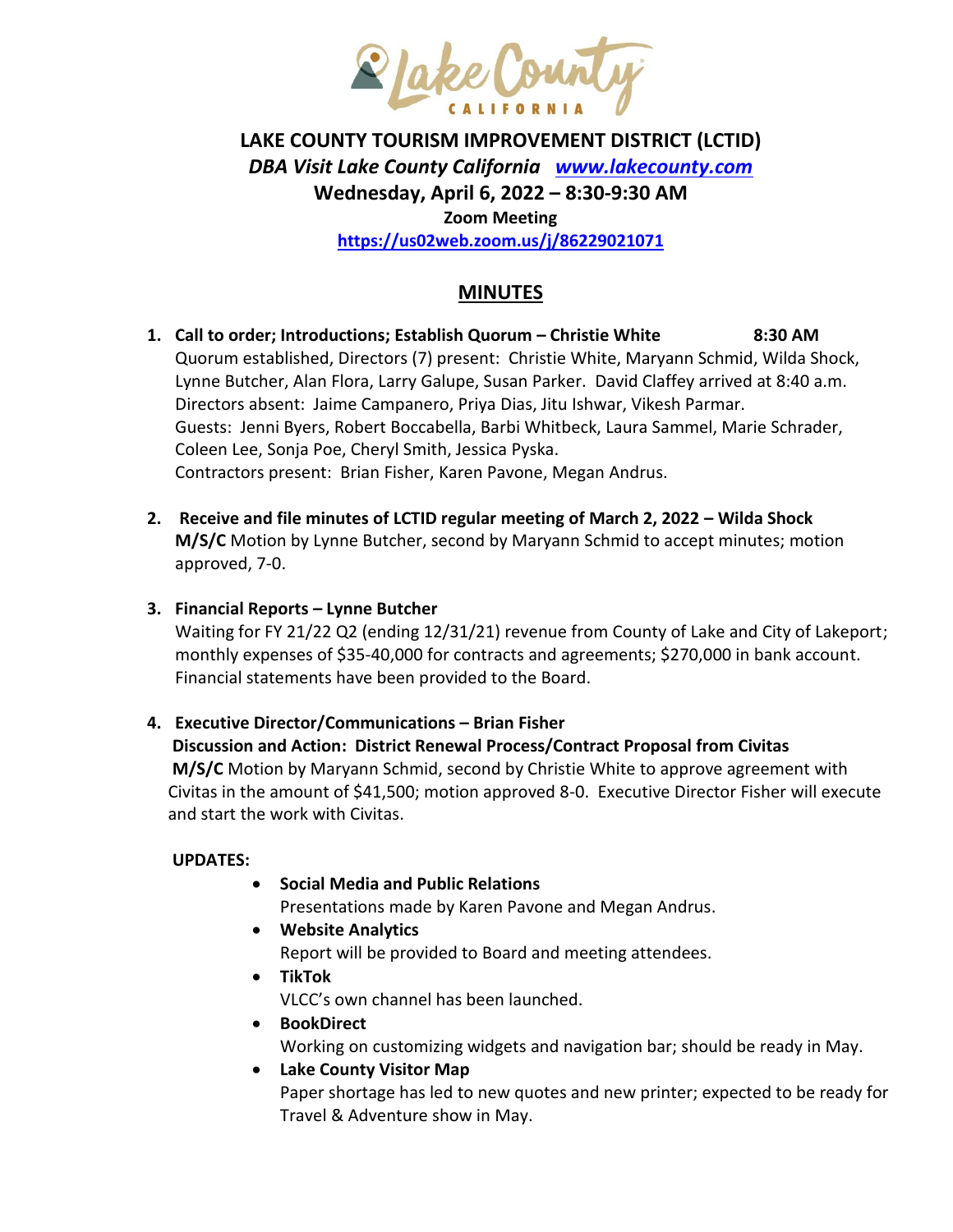# LAKE COUNTY TOURISM IMPROVEMENT DISTRICT (LCTID)

***DBA Visit Lake County California [www.lakecounty.com](http://www.lakecounty.com)***

**Wednesday, April 6, 2022 – 8:30-9:30 AM**

**Zoom Meeting**

**[https://us02web.zoom.us/j/86229021071](https://us02web.zoom.us/j/86229021071)**

## MINUTES

1. **Call to order; Introductions; Establish Quorum – Christie White 8:30 AM**
   Quorum established, Directors (7) present: Christie White, Maryann Schmid, Wilda Shock, Lynne Butcher, Alan Flora, Larry Galupe, Susan Parker. David Claffey arrived at 8:40 a.m.
   Directors absent: Jaime Campanero, Priya Dias, Jitu Ishwar, Vikesh Parmar.
   Guests: Jenni Byers, Robert Boccabella, Barbi Whitbeck, Laura Sammel, Marie Schrader, Coleen Lee, Sonja Poe, Cheryl Smith, Jessica Pyska.
   Contractors present: Brian Fisher, Karen Pavone, Megan Andrus.

2. **Receive and file minutes of LCTID regular meeting of March 2, 2022 – Wilda Shock**
   **M/S/C** Motion by Lynne Butcher, second by Maryann Schmid to accept minutes; motion approved, 7-0.

3. **Financial Reports – Lynne Butcher**
   Waiting for FY 21/22 Q2 (ending 12/31/21) revenue from County of Lake and City of Lakeport; monthly expenses of $35-40,000 for contracts and agreements; $270,000 in bank account. Financial statements have been provided to the Board.

4. **Executive Director/Communications – Brian Fisher**
   **Discussion and Action: District Renewal Process/Contract Proposal from Civitas**
   **M/S/C** Motion by Maryann Schmid, second by Christie White to approve agreement with Civitas in the amount of $41,500; motion approved 8-0. Executive Director Fisher will execute and start the work with Civitas.

   **UPDATES:**

   - **Social Media and Public Relations**
     Presentations made by Karen Pavone and Megan Andrus.
   - **Website Analytics**
     Report will be provided to Board and meeting attendees.
   - **TikTok**
     VLCC's own channel has been launched.
   - **BookDirect**
     Working on customizing widgets and navigation bar; should be ready in May.
   - **Lake County Visitor Map**
     Paper shortage has led to new quotes and new printer; expected to be ready for Travel & Adventure show in May.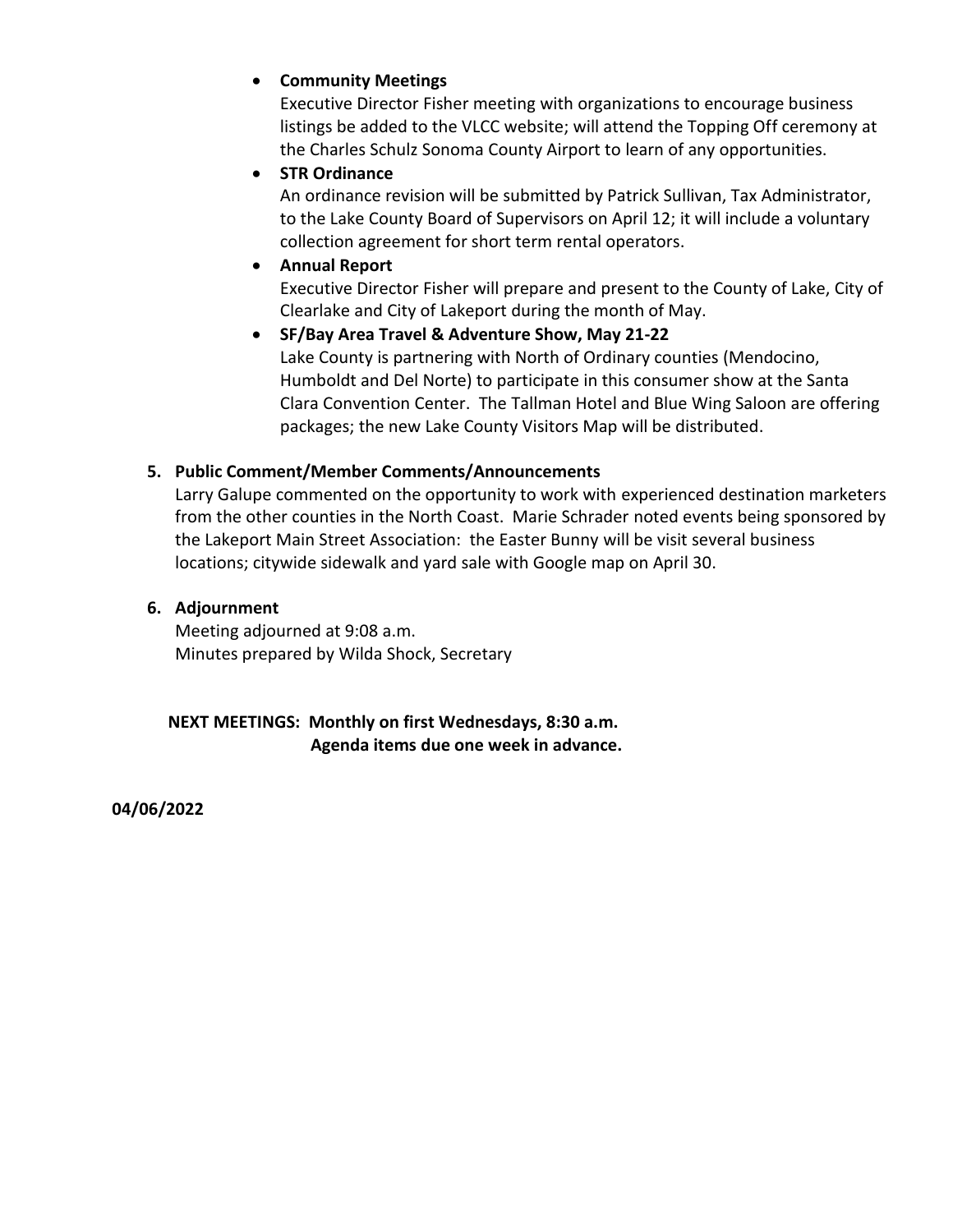- **Community Meetings**
  Executive Director Fisher meeting with organizations to encourage business listings be added to the VLCC website; will attend the Topping Off ceremony at the Charles Schulz Sonoma County Airport to learn of any opportunities.
- **STR Ordinance**
  An ordinance revision will be submitted by Patrick Sullivan, Tax Administrator, to the Lake County Board of Supervisors on April 12; it will include a voluntary collection agreement for short term rental operators.
- **Annual Report**
  Executive Director Fisher will prepare and present to the County of Lake, City of Clearlake and City of Lakeport during the month of May.
- **SF/Bay Area Travel & Adventure Show, May 21-22**
  Lake County is partnering with North of Ordinary counties (Mendocino, Humboldt and Del Norte) to participate in this consumer show at the Santa Clara Convention Center. The Tallman Hotel and Blue Wing Saloon are offering packages; the new Lake County Visitors Map will be distributed.

**5. Public Comment/Member Comments/Announcements**

Larry Galupe commented on the opportunity to work with experienced destination marketers from the other counties in the North Coast. Marie Schrader noted events being sponsored by the Lakeport Main Street Association: the Easter Bunny will be visit several business locations; citywide sidewalk and yard sale with Google map on April 30.

**6. Adjournment**

Meeting adjourned at 9:08 a.m.
Minutes prepared by Wilda Shock, Secretary

**NEXT MEETINGS: Monthly on first Wednesdays, 8:30 a.m.**
**Agenda items due one week in advance.**

**04/06/2022**